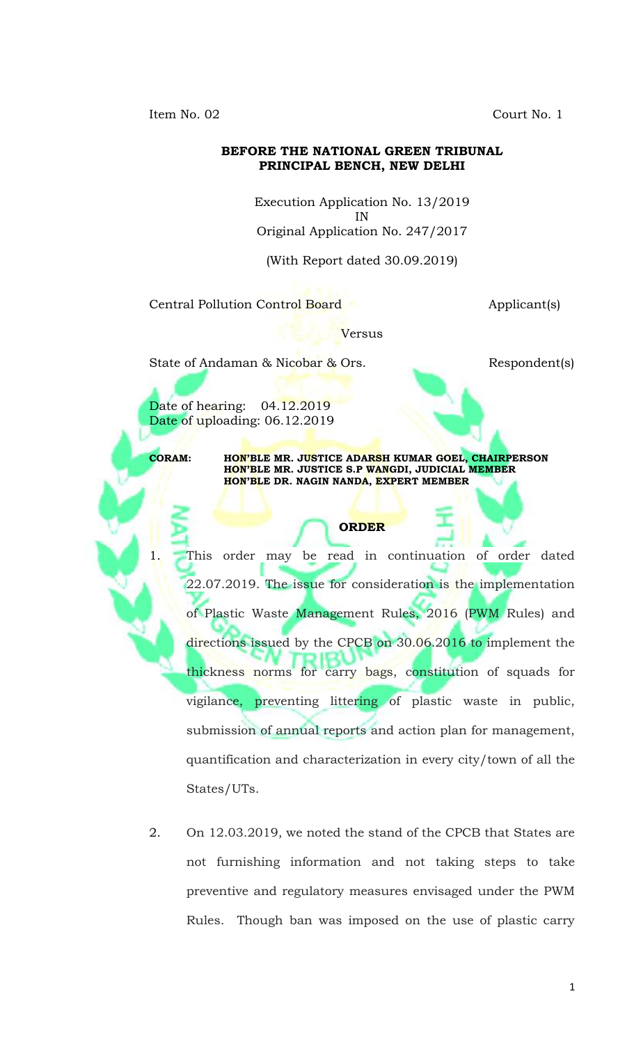Item No. 02 Court No. 1

**BEFORE THE NATIONAL GREEN TRIBUNAL**
**PRINCIPAL BENCH, NEW DELHI**

Execution Application No. 13/2019
IN
Original Application No. 247/2017

(With Report dated 30.09.2019)

Central Pollution Control Board Applicant(s)

Versus

State of Andaman & Nicobar & Ors. Respondent(s)

Date of hearing: 04.12.2019
Date of uploading: 06.12.2019

**CORAM: HON'BLE MR. JUSTICE ADARSH KUMAR GOEL, CHAIRPERSON**
**HON'BLE MR. JUSTICE S.P WANGDI, JUDICIAL MEMBER**
**HON'BLE DR. NAGIN NANDA, EXPERT MEMBER**

**ORDER**

1. This order may be read in continuation of order dated 22.07.2019. The issue for consideration is the implementation of Plastic Waste Management Rules, 2016 (PWM Rules) and directions issued by the CPCB on 30.06.2016 to implement the thickness norms for carry bags, constitution of squads for vigilance, preventing littering of plastic waste in public, submission of annual reports and action plan for management, quantification and characterization in every city/town of all the States/UTs.

2. On 12.03.2019, we noted the stand of the CPCB that States are not furnishing information and not taking steps to take preventive and regulatory measures envisaged under the PWM Rules. Though ban was imposed on the use of plastic carry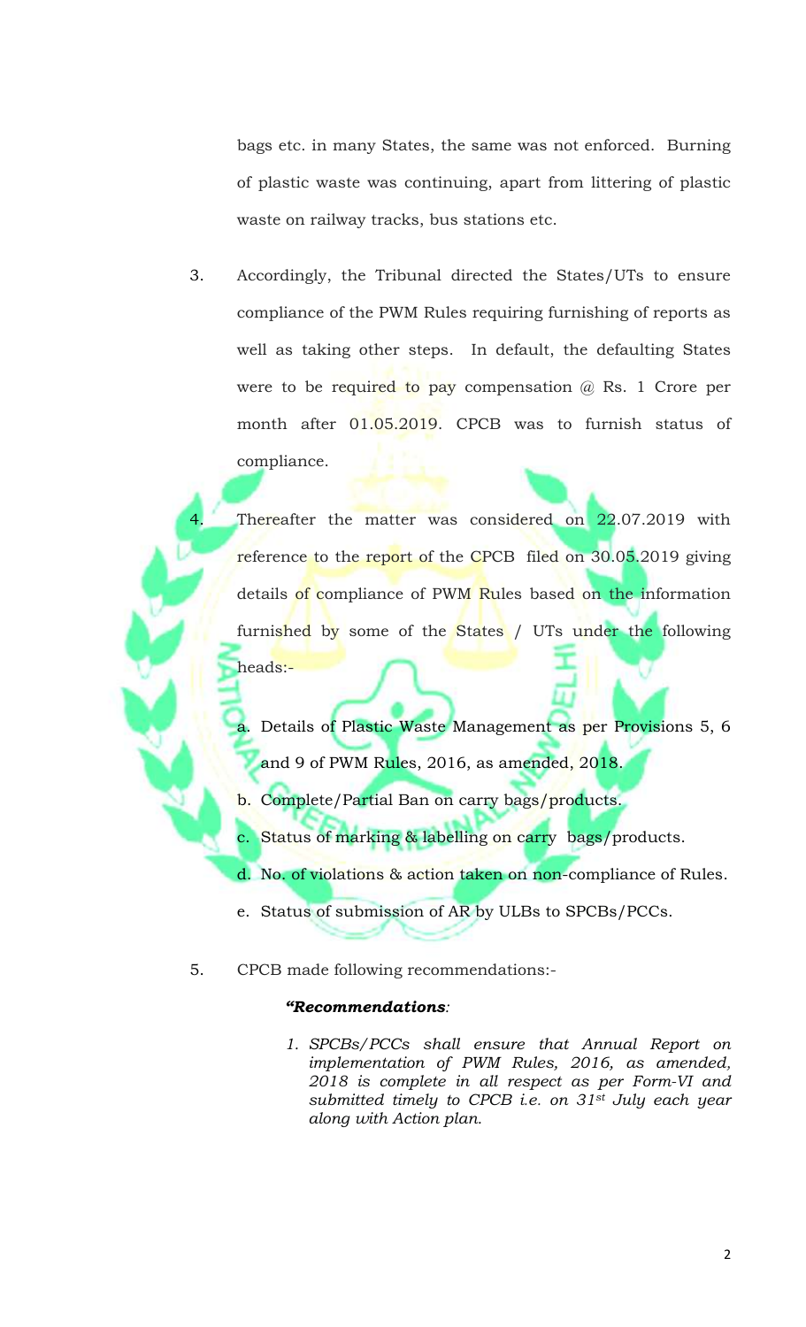bags etc. in many States, the same was not enforced. Burning of plastic waste was continuing, apart from littering of plastic waste on railway tracks, bus stations etc.

3. Accordingly, the Tribunal directed the States/UTs to ensure compliance of the PWM Rules requiring furnishing of reports as well as taking other steps. In default, the defaulting States were to be required to pay compensation @ Rs. 1 Crore per month after 01.05.2019. CPCB was to furnish status of compliance.

4. Thereafter the matter was considered on 22.07.2019 with reference to the report of the CPCB filed on 30.05.2019 giving details of compliance of PWM Rules based on the information furnished by some of the States / UTs under the following heads:-

   a. Details of Plastic Waste Management as per Provisions 5, 6 and 9 of PWM Rules, 2016, as amended, 2018.
   b. Complete/Partial Ban on carry bags/products.
   c. Status of marking & labelling on carry bags/products.
   d. No. of violations & action taken on non-compliance of Rules.
   e. Status of submission of AR by ULBs to SPCBs/PCCs.

5. CPCB made following recommendations:-

   ***"Recommendations****:*

   1. *SPCBs/PCCs shall ensure that Annual Report on implementation of PWM Rules, 2016, as amended, 2018 is complete in all respect as per Form-VI and submitted timely to CPCB i.e. on 31st July each year along with Action plan.*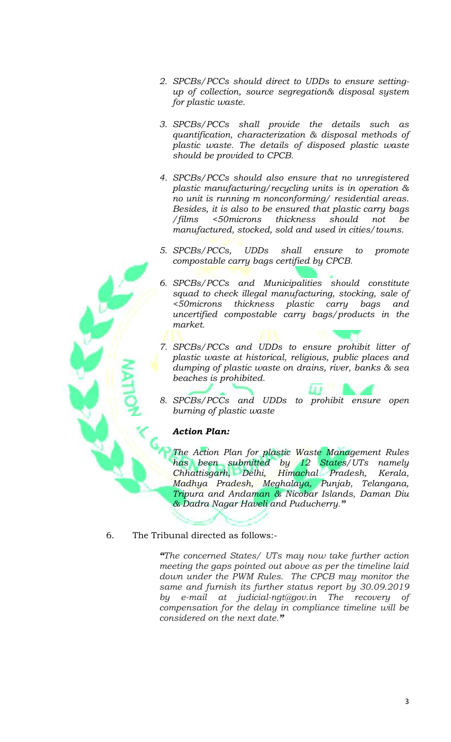2. *SPCBs/PCCs should direct to UDDs to ensure setting-up of collection, source segregation& disposal system for plastic waste.*

3. *SPCBs/PCCs shall provide the details such as quantification, characterization & disposal methods of plastic waste. The details of disposed plastic waste should be provided to CPCB.*

4. *SPCBs/PCCs should also ensure that no unregistered plastic manufacturing/recycling units is in operation & no unit is running m nonconforming/ residential areas. Besides, it is also to be ensured that plastic carry bags /films <50microns thickness should not be manufactured, stocked, sold and used in cities/towns.*

5. *SPCBs/PCCs, UDDs shall ensure to promote compostable carry bags certified by CPCB.*

6. *SPCBs/PCCs and Municipalities should constitute squad to check illegal manufacturing, stocking, sale of <50microns thickness plastic carry bags and uncertified compostable carry bags/products in the market.*

7. *SPCBs/PCCs and UDDs to ensure prohibit litter of plastic waste at historical, religious, public places and dumping of plastic waste on drains, river, banks & sea beaches is prohibited.*

8. *SPCBs/PCCs and UDDs to prohibit ensure open burning of plastic waste*

***Action Plan:***

*The Action Plan for plastic Waste Management Rules has been submitted by 12 States/UTs namely Chhattisgarh, Delhi, Himachal Pradesh, Kerala, Madhya Pradesh, Meghalaya, Punjab, Telangana, Tripura and Andaman & Nicobar Islands, Daman Diu & Dadra Nagar Haveli and Puducherry."*

6. The Tribunal directed as follows:-

> *"The concerned States/ UTs may now take further action meeting the gaps pointed out above as per the timeline laid down under the PWM Rules. The CPCB may monitor the same and furnish its further status report by 30.09.2019 by e-mail at judicial-ngt@gov.in The recovery of compensation for the delay in compliance timeline will be considered on the next date."*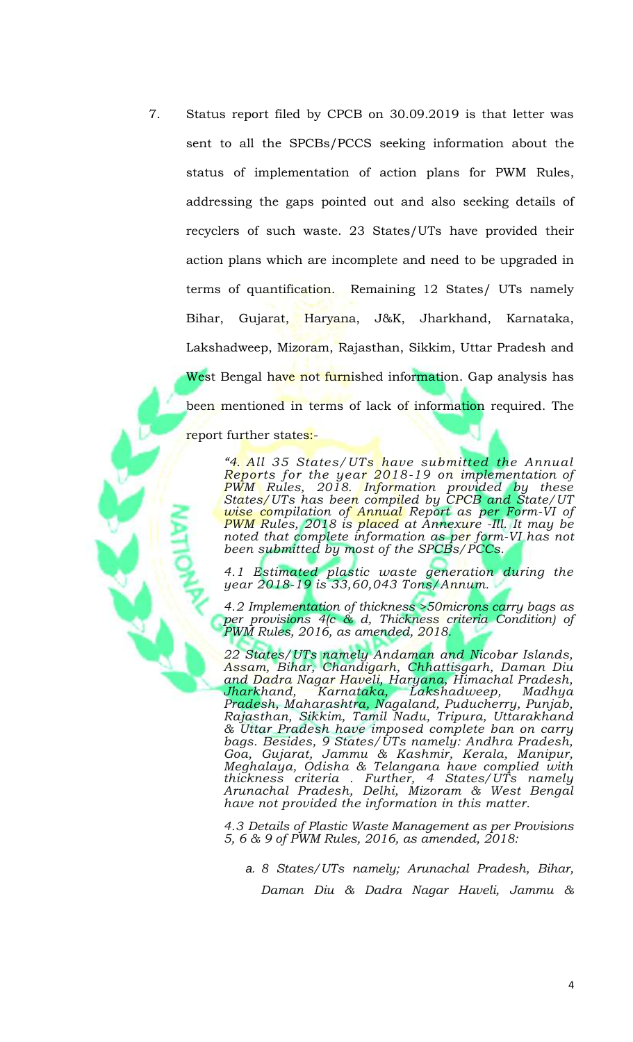7. Status report filed by CPCB on 30.09.2019 is that letter was sent to all the SPCBs/PCCS seeking information about the status of implementation of action plans for PWM Rules, addressing the gaps pointed out and also seeking details of recyclers of such waste. 23 States/UTs have provided their action plans which are incomplete and need to be upgraded in terms of quantification. Remaining 12 States/ UTs namely Bihar, Gujarat, Haryana, J&K, Jharkhand, Karnataka, Lakshadweep, Mizoram, Rajasthan, Sikkim, Uttar Pradesh and West Bengal have not furnished information. Gap analysis has been mentioned in terms of lack of information required. The report further states:-

> *"4. All 35 States/UTs have submitted the Annual Reports for the year 2018-19 on implementation of PWM Rules, 2018. Information provided by these States/UTs has been compiled by CPCB and State/UT wise compilation of Annual Report as per Form-VI of PWM Rules, 2018 is placed at Annexure -Ill. It may be noted that complete information as per form-VI has not been submitted by most of the SPCBs/PCCs.*
>
> *4.1 Estimated plastic waste generation during the year 2018-19 is 33,60,043 Tons/Annum.*
>
> *4.2 Implementation of thickness >50microns carry bags as per provisions 4(c & d, Thickness criteria Condition) of PWM Rules, 2016, as amended, 2018.*
>
> *22 States/UTs namely Andaman and Nicobar Islands, Assam, Bihar, Chandigarh, Chhattisgarh, Daman Diu and Dadra Nagar Haveli, Haryana, Himachal Pradesh, Jharkhand, Karnataka, Lakshadweep, Madhya Pradesh, Maharashtra, Nagaland, Puducherry, Punjab, Rajasthan, Sikkim, Tamil Nadu, Tripura, Uttarakhand & Uttar Pradesh have imposed complete ban on carry bags. Besides, 9 States/UTs namely: Andhra Pradesh, Goa, Gujarat, Jammu & Kashmir, Kerala, Manipur, Meghalaya, Odisha & Telangana have complied with thickness criteria . Further, 4 States/UTs namely Arunachal Pradesh, Delhi, Mizoram & West Bengal have not provided the information in this matter.*
>
> *4.3 Details of Plastic Waste Management as per Provisions 5, 6 & 9 of PWM Rules, 2016, as amended, 2018:*
>
> *a. 8 States/UTs namely; Arunachal Pradesh, Bihar, Daman Diu & Dadra Nagar Haveli, Jammu &*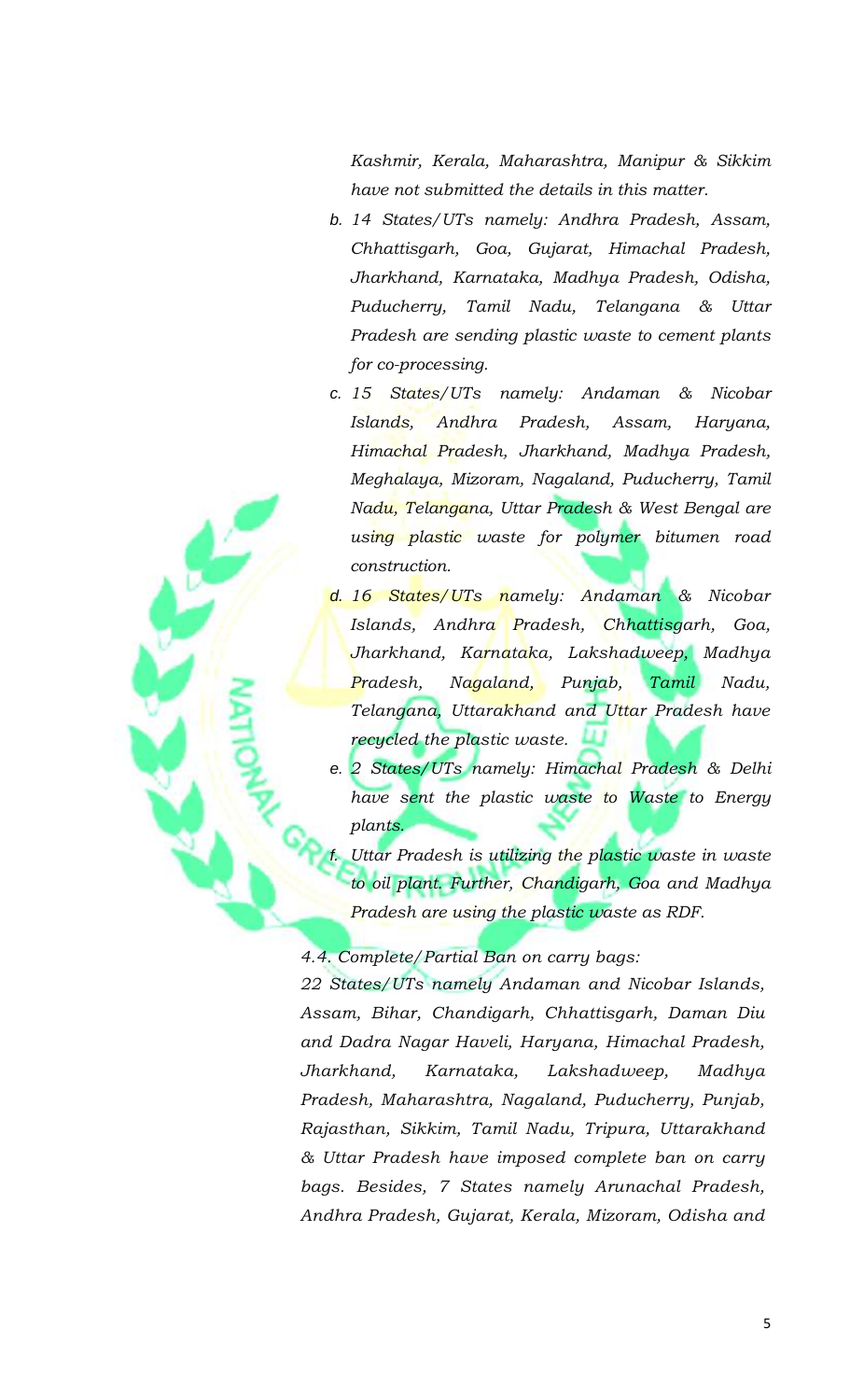*Kashmir, Kerala, Maharashtra, Manipur & Sikkim have not submitted the details in this matter.*

b. *14 States/UTs namely: Andhra Pradesh, Assam, Chhattisgarh, Goa, Gujarat, Himachal Pradesh, Jharkhand, Karnataka, Madhya Pradesh, Odisha, Puducherry, Tamil Nadu, Telangana & Uttar Pradesh are sending plastic waste to cement plants for co-processing.*

c. *15 States/UTs namely: Andaman & Nicobar Islands, Andhra Pradesh, Assam, Haryana, Himachal Pradesh, Jharkhand, Madhya Pradesh, Meghalaya, Mizoram, Nagaland, Puducherry, Tamil Nadu, Telangana, Uttar Pradesh & West Bengal are using plastic waste for polymer bitumen road construction.*

d. *16 States/UTs namely: Andaman & Nicobar Islands, Andhra Pradesh, Chhattisgarh, Goa, Jharkhand, Karnataka, Lakshadweep, Madhya Pradesh, Nagaland, Punjab, Tamil Nadu, Telangana, Uttarakhand and Uttar Pradesh have recycled the plastic waste.*

e. *2 States/UTs namely: Himachal Pradesh & Delhi have sent the plastic waste to Waste to Energy plants.*

f. *Uttar Pradesh is utilizing the plastic waste in waste to oil plant. Further, Chandigarh, Goa and Madhya Pradesh are using the plastic waste as RDF.*

*4.4. Complete/Partial Ban on carry bags:*

*22 States/UTs namely Andaman and Nicobar Islands, Assam, Bihar, Chandigarh, Chhattisgarh, Daman Diu and Dadra Nagar Haveli, Haryana, Himachal Pradesh, Jharkhand, Karnataka, Lakshadweep, Madhya Pradesh, Maharashtra, Nagaland, Puducherry, Punjab, Rajasthan, Sikkim, Tamil Nadu, Tripura, Uttarakhand & Uttar Pradesh have imposed complete ban on carry bags. Besides, 7 States namely Arunachal Pradesh, Andhra Pradesh, Gujarat, Kerala, Mizoram, Odisha and*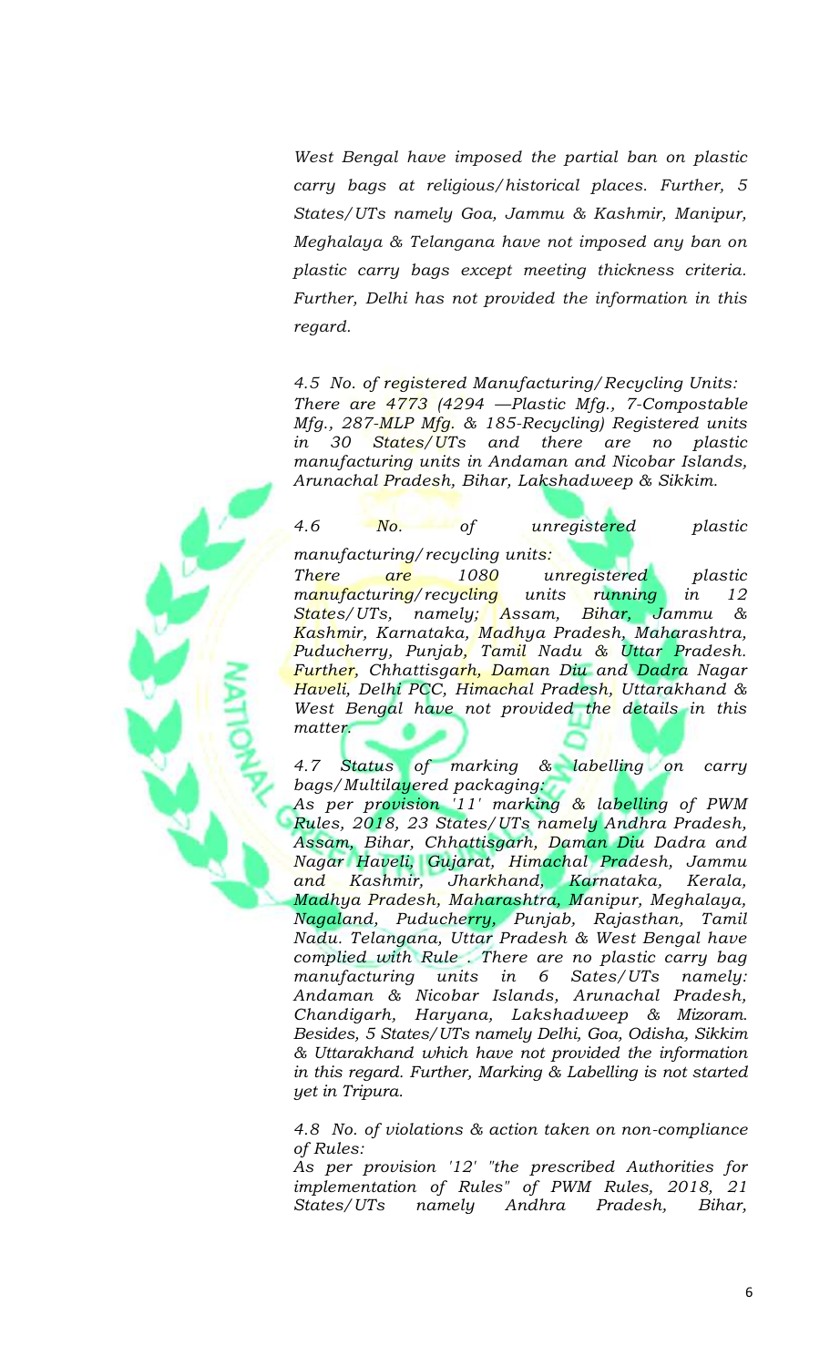*West Bengal have imposed the partial ban on plastic carry bags at religious/historical places. Further, 5 States/UTs namely Goa, Jammu & Kashmir, Manipur, Meghalaya & Telangana have not imposed any ban on plastic carry bags except meeting thickness criteria. Further, Delhi has not provided the information in this regard.*

*4.5 No. of registered Manufacturing/Recycling Units:*
*There are 4773 (4294 —Plastic Mfg., 7-Compostable Mfg., 287-MLP Mfg. & 185-Recycling) Registered units in 30 States/UTs and there are no plastic manufacturing units in Andaman and Nicobar Islands, Arunachal Pradesh, Bihar, Lakshadweep & Sikkim.*

*4.6 No. of unregistered plastic manufacturing/recycling units:*
*There are 1080 unregistered plastic manufacturing/recycling units running in 12 States/UTs, namely; Assam, Bihar, Jammu & Kashmir, Karnataka, Madhya Pradesh, Maharashtra, Puducherry, Punjab, Tamil Nadu & Uttar Pradesh. Further, Chhattisgarh, Daman Diu and Dadra Nagar Haveli, Delhi PCC, Himachal Pradesh, Uttarakhand & West Bengal have not provided the details in this matter.*

*4.7 Status of marking & labelling on carry bags/Multilayered packaging:*
*As per provision '11' marking & labelling of PWM Rules, 2018, 23 States/UTs namely Andhra Pradesh, Assam, Bihar, Chhattisgarh, Daman Diu Dadra and Nagar Haveli, Gujarat, Himachal Pradesh, Jammu and Kashmir, Jharkhand, Karnataka, Kerala, Madhya Pradesh, Maharashtra, Manipur, Meghalaya, Nagaland, Puducherry, Punjab, Rajasthan, Tamil Nadu. Telangana, Uttar Pradesh & West Bengal have complied with Rule . There are no plastic carry bag manufacturing units in 6 Sates/UTs namely: Andaman & Nicobar Islands, Arunachal Pradesh, Chandigarh, Haryana, Lakshadweep & Mizoram. Besides, 5 States/UTs namely Delhi, Goa, Odisha, Sikkim & Uttarakhand which have not provided the information in this regard. Further, Marking & Labelling is not started yet in Tripura.*

*4.8 No. of violations & action taken on non-compliance of Rules:*
*As per provision '12' "the prescribed Authorities for implementation of Rules" of PWM Rules, 2018, 21 States/UTs namely Andhra Pradesh, Bihar,*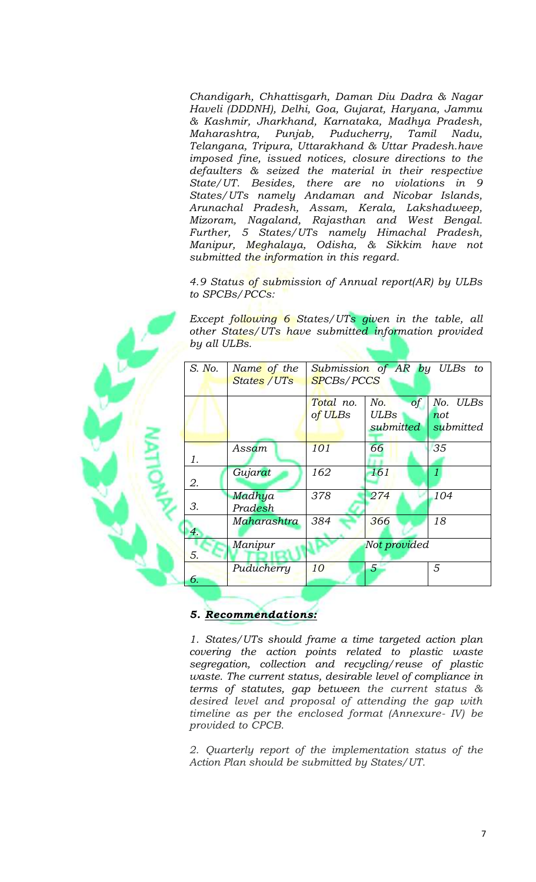*Chandigarh, Chhattisgarh, Daman Diu Dadra & Nagar Haveli (DDDNH), Delhi, Goa, Gujarat, Haryana, Jammu & Kashmir, Jharkhand, Karnataka, Madhya Pradesh, Maharashtra, Punjab, Puducherry, Tamil Nadu, Telangana, Tripura, Uttarakhand & Uttar Pradesh.have imposed fine, issued notices, closure directions to the defaulters & seized the material in their respective State/UT. Besides, there are no violations in 9 States/UTs namely Andaman and Nicobar Islands, Arunachal Pradesh, Assam, Kerala, Lakshadweep, Mizoram, Nagaland, Rajasthan and West Bengal. Further, 5 States/UTs namely Himachal Pradesh, Manipur, Meghalaya, Odisha, & Sikkim have not submitted the information in this regard.*

*4.9 Status of submission of Annual report(AR) by ULBs to SPCBs/PCCs:*

*Except following 6 States/UTs given in the table, all other States/UTs have submitted information provided by all ULBs.*

| *S. No.* | *Name of the States /UTs* | *Submission of AR by ULBs to SPCBs/PCCS* | | |
|---|---|---|---|---|
| | | *Total no. of ULBs* | *No. of ULBs submitted* | *No. ULBs not submitted* |
| *1.* | *Assam* | *101* | *66* | *35* |
| *2.* | *Gujarat* | *162* | *161* | *1* |
| *3.* | *Madhya Pradesh* | *378* | *274* | *104* |
| *4.* | *Maharashtra* | *384* | *366* | *18* |
| *5.* | *Manipur* | *Not provided* | | |
| *6.* | *Puducherry* | *10* | *5* | *5* |

### *5. Recommendations:*

*1. States/UTs should frame a time targeted action plan covering the action points related to plastic waste segregation, collection and recycling/reuse of plastic waste. The current status, desirable level of compliance in terms of statutes, gap between the current status & desired level and proposal of attending the gap with timeline as per the enclosed format (Annexure- IV) be provided to CPCB.*

*2. Quarterly report of the implementation status of the Action Plan should be submitted by States/UT.*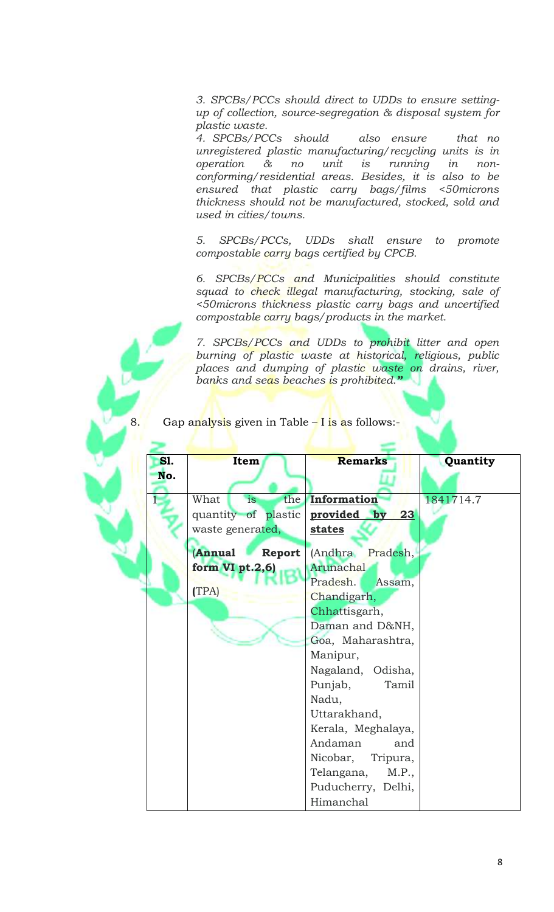*3. SPCBs/PCCs should direct to UDDs to ensure setting-up of collection, source-segregation & disposal system for plastic waste.*

*4. SPCBs/PCCs should also ensure that no unregistered plastic manufacturing/recycling units is in operation & no unit is running in non-conforming/residential areas. Besides, it is also to be ensured that plastic carry bags/films <50microns thickness should not be manufactured, stocked, sold and used in cities/towns.*

*5. SPCBs/PCCs, UDDs shall ensure to promote compostable carry bags certified by CPCB.*

*6. SPCBs/PCCs and Municipalities should constitute squad to check illegal manufacturing, stocking, sale of <50microns thickness plastic carry bags and uncertified compostable carry bags/products in the market.*

*7. SPCBs/PCCs and UDDs to prohibit litter and open burning of plastic waste at historical, religious, public places and dumping of plastic waste on drains, river, banks and seas beaches is prohibited."*

8. Gap analysis given in Table – I is as follows:-

| Sl. No. | Item | Remarks | Quantity |
|---|---|---|---|
| 1 | What is the quantity of plastic waste generated, (**Annual Report form VI pt.2,6**) (TPA) | **Information provided by 23 states** (Andhra Pradesh, Arunachal Pradesh. Assam, Chandigarh, Chhattisgarh, Daman and D&NH, Goa, Maharashtra, Manipur, Nagaland, Odisha, Punjab, Tamil Nadu, Uttarakhand, Kerala, Meghalaya, Andaman and Nicobar, Tripura, Telangana, M.P., Puducherry, Delhi, Himanchal | 1841714.7 |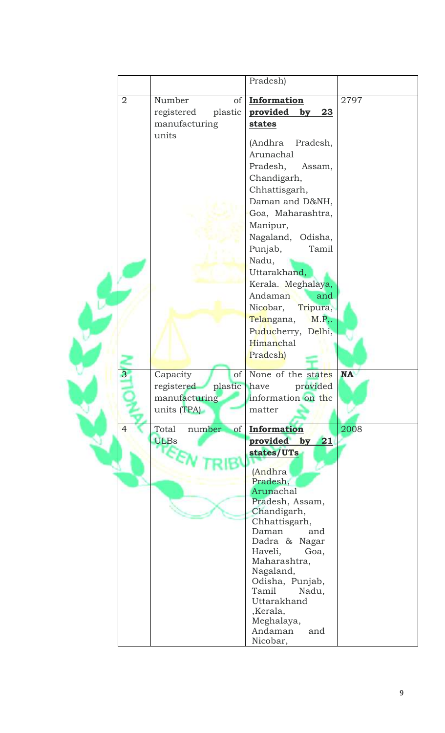| | | Pradesh) | |
|---|---|---|---|
| 2 | Number of registered plastic manufacturing units | **Information provided by 23 states** (Andhra Pradesh, Arunachal Pradesh, Assam, Chandigarh, Chhattisgarh, Daman and D&NH, Goa, Maharashtra, Manipur, Nagaland, Odisha, Punjab, Tamil Nadu, Uttarakhand, Kerala. Meghalaya, Andaman and Nicobar, Tripura, Telangana, M.P,. Puducherry, Delhi, Himanchal Pradesh) | 2797 |
| 3 | Capacity of registered plastic manufacturing units (TPA) | None of the states have provided information on the matter | **NA** |
| 4 | Total number of ULBs | **Information provided by 21 states/UTs** (Andhra Pradesh, Arunachal Pradesh, Assam, Chandigarh, Chhattisgarh, Daman and Dadra & Nagar Haveli, Goa, Maharashtra, Nagaland, Odisha, Punjab, Tamil Nadu, Uttarakhand ,Kerala, Meghalaya, Andaman and Nicobar, | 2008 |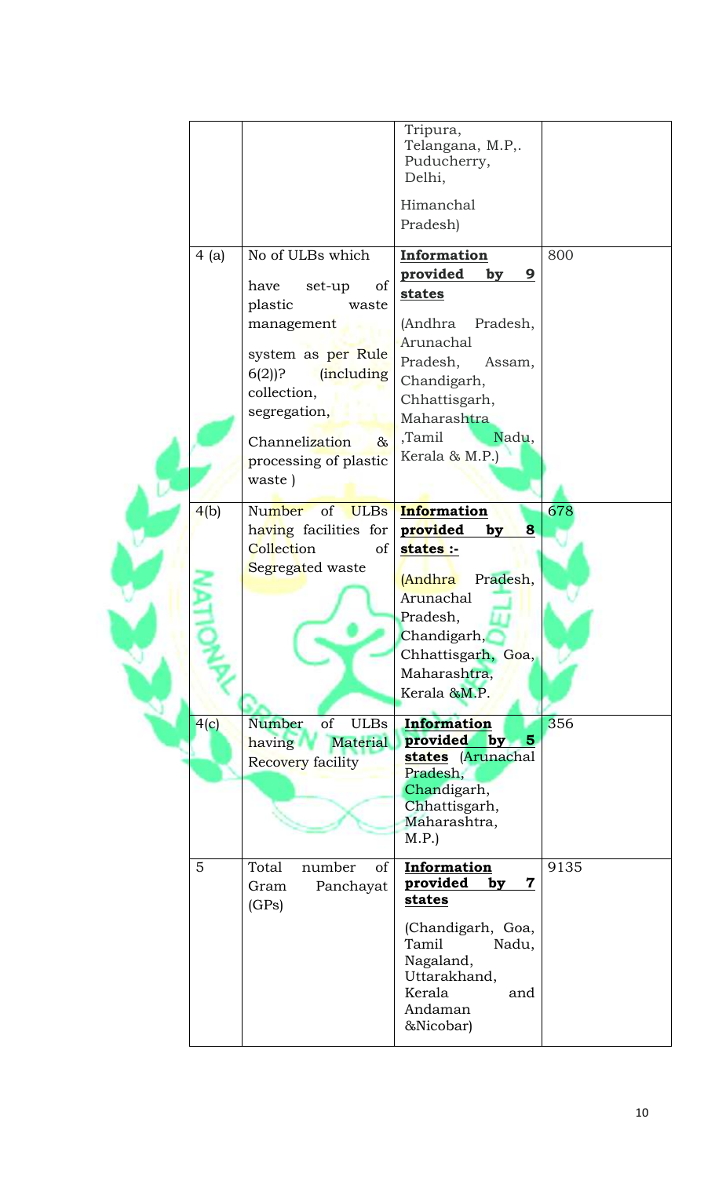|  |  | Tripura, Telangana, M.P,. Puducherry, Delhi, Himanchal Pradesh) |  |
|---|---|---|---|
| 4 (a) | No of ULBs which have set-up of plastic waste management system as per Rule 6(2))? (including collection, segregation, Channelization & processing of plastic waste ) | **Information provided by 9 states** (Andhra Pradesh, Arunachal Pradesh, Assam, Chandigarh, Chhattisgarh, Maharashtra ,Tamil Nadu, Kerala & M.P.) | 800 |
| 4(b) | Number of ULBs having facilities for Collection of Segregated waste | **Information provided by 8 states :-** (Andhra Pradesh, Arunachal Pradesh, Chandigarh, Chhattisgarh, Goa, Maharashtra, Kerala &M.P. | 678 |
| 4(c) | Number of ULBs having Material Recovery facility | **Information provided by 5 states** (Arunachal Pradesh, Chandigarh, Chhattisgarh, Maharashtra, M.P.) | 356 |
| 5 | Total number of Gram Panchayat (GPs) | **Information provided by 7 states** (Chandigarh, Goa, Tamil Nadu, Nagaland, Uttarakhand, Kerala and Andaman &Nicobar) | 9135 |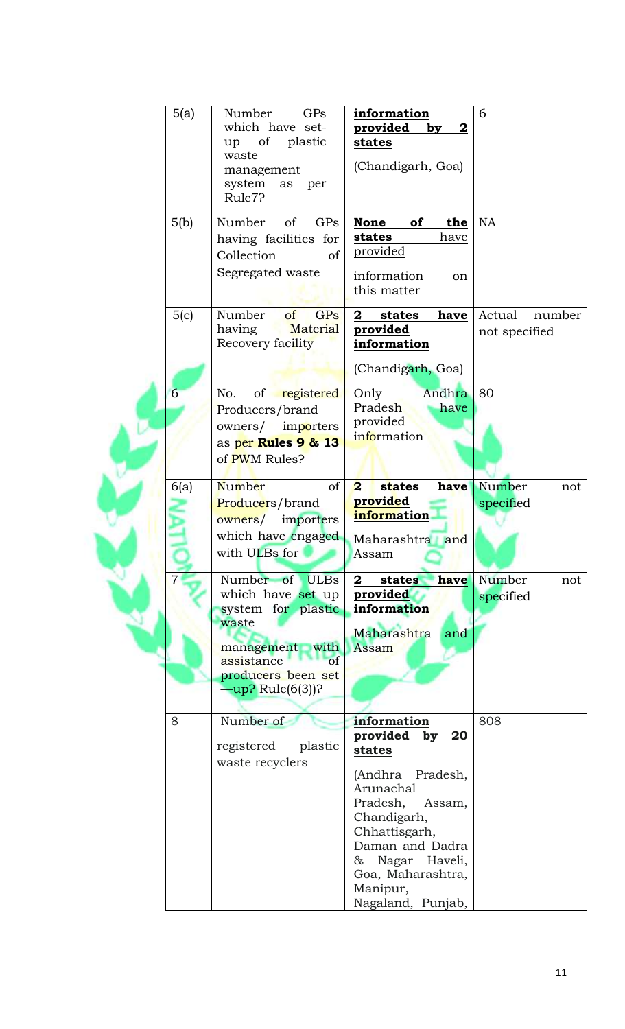| 5(a) | Number GPs which have set-up of plastic waste management system as per Rule7? | **information provided by 2 states** (Chandigarh, Goa) | 6 |
|---|---|---|---|
| 5(b) | Number of GPs having facilities for Collection of Segregated waste | **None of the states have** provided information on this matter | NA |
| 5(c) | Number of GPs having Material Recovery facility | **2 states have provided information** (Chandigarh, Goa) | Actual number not specified |
| 6 | No. of registered Producers/brand owners/ importers as per **Rules 9 & 13** of PWM Rules? | Only Andhra Pradesh have provided information | 80 |
| 6(a) | Number of Producers/brand owners/ importers which have engaged with ULBs for | **2 states have provided information** Maharashtra and Assam | Number not specified |
| 7 | Number of ULBs which have set up system for plastic waste management with assistance of producers been set —up? Rule(6(3))? | **2 states have provided information** Maharashtra and Assam | Number not specified |
| 8 | Number of registered plastic waste recyclers | **information provided by 20 states** (Andhra Pradesh, Arunachal Pradesh, Assam, Chandigarh, Chhattisgarh, Daman and Dadra & Nagar Haveli, Goa, Maharashtra, Manipur, Nagaland, Punjab, | 808 |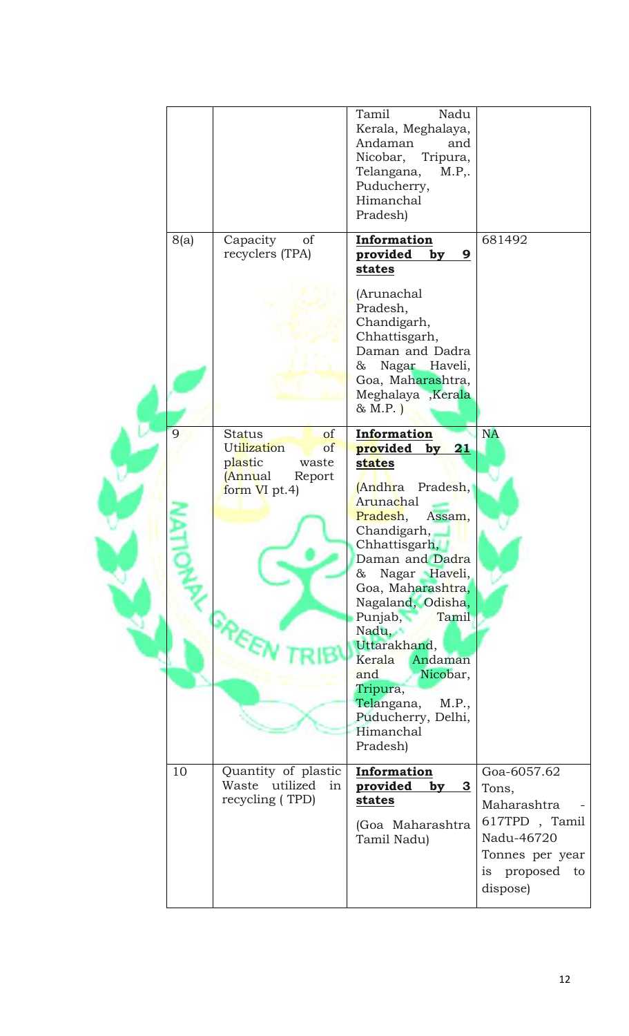| | | Tamil Nadu Kerala, Meghalaya, Andaman and Nicobar, Tripura, Telangana, M.P,. Puducherry, Himanchal Pradesh) | |
|---|---|---|---|
| 8(a) | Capacity of recyclers (TPA) | **Information provided by 9 states** (Arunachal Pradesh, Chandigarh, Chhattisgarh, Daman and Dadra & Nagar Haveli, Goa, Maharashtra, Meghalaya ,Kerala & M.P. ) | 681492 |
| 9 | Status of Utilization of plastic waste (Annual Report form VI pt.4) | **Information provided by 21 states** (Andhra Pradesh, Arunachal Pradesh, Assam, Chandigarh, Chhattisgarh, Daman and Dadra & Nagar Haveli, Goa, Maharashtra, Nagaland, Odisha, Punjab, Tamil Nadu, Uttarakhand, Kerala Andaman and Nicobar, Tripura, Telangana, M.P., Puducherry, Delhi, Himanchal Pradesh) | NA |
| 10 | Quantity of plastic Waste utilized in recycling ( TPD) | **Information provided by 3 states** (Goa Maharashtra Tamil Nadu) | Goa-6057.62 Tons, Maharashtra - 617TPD , Tamil Nadu-46720 Tonnes per year is proposed to dispose) |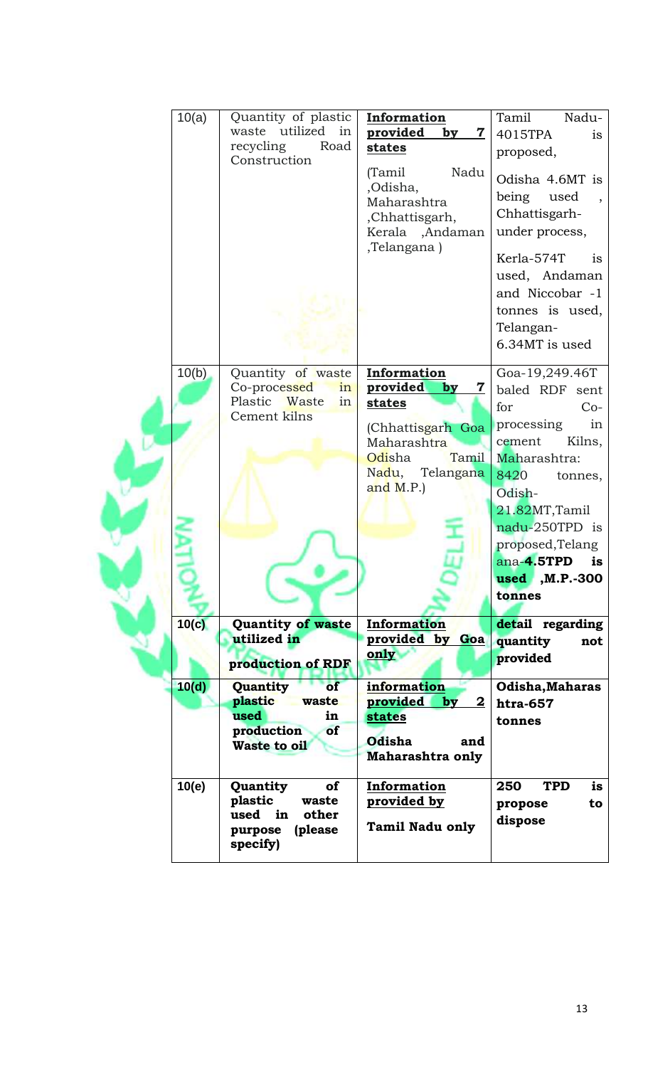| 10(a) | Quantity of plastic waste utilized in recycling Road Construction | **Information provided by 7 states**<br><br>(Tamil Nadu ,Odisha, Maharashtra ,Chhattisgarh, Kerala ,Andaman ,Telangana ) | Tamil Nadu-4015TPA is proposed,<br><br>Odisha 4.6MT is being used , Chhattisgarh-under process,<br><br>Kerla-574T is used, Andaman and Niccobar -1 tonnes is used, Telangan-6.34MT is used |
|---|---|---|---|
| 10(b) | Quantity of waste Co-processed in Plastic Waste in Cement kilns | **Information provided by 7 states**<br><br>(Chhattisgarh Goa Maharashtra Odisha Tamil Nadu, Telangana and M.P.) | Goa-19,249.46T baled RDF sent for Co-processing in cement Kilns, Maharashtra: 8420 tonnes, Odish-21.82MT,Tamil nadu-250TPD is proposed,Telangana-**4.5TPD is used ,M.P.-300 tonnes** |
| **10(c)** | **Quantity of waste utilized in production of RDF** | **Information provided by Goa only** | **detail regarding quantity not provided** |
| **10(d)** | **Quantity of plastic waste used in production of Waste to oil** | **information provided by 2 states**<br><br>**Odisha and Maharashtra only** | **Odisha,Maharashtra-657 tonnes** |
| **10(e)** | **Quantity of plastic waste used in other purpose (please specify)** | **Information provided by**<br><br>**Tamil Nadu only** | **250 TPD is propose to dispose** |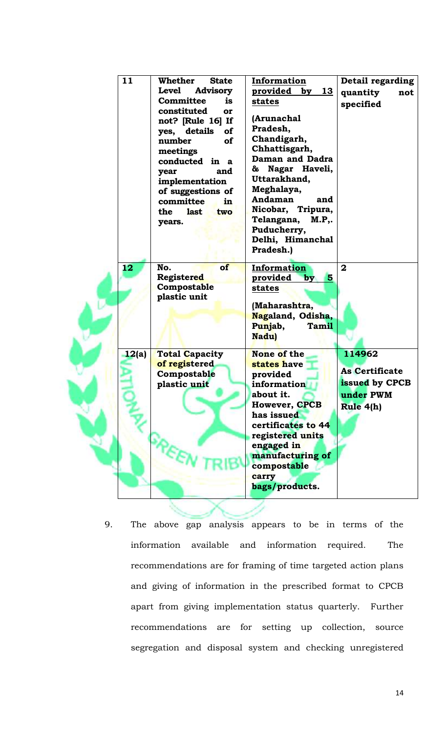| 11 | Whether State Level Advisory Committee is constituted or not? [Rule 16] If yes, details of number of meetings conducted in a year and implementation of suggestions of committee in the last two years. | Information provided by 13 states<br><br>(Arunachal Pradesh, Chandigarh, Chhattisgarh, Daman and Dadra & Nagar Haveli, Uttarakhand, Meghalaya, Andaman and Nicobar, Tripura, Telangana, M.P,. Puducherry, Delhi, Himanchal Pradesh.) | Detail regarding quantity not specified |
|---|---|---|---|
| 12 | No. of Registered Compostable plastic unit | Information provided by 5 states<br><br>(Maharashtra, Nagaland, Odisha, Punjab, Tamil Nadu) | 2 |
| 12(a) | Total Capacity of registered Compostable plastic unit | None of the states have provided information about it. However, CPCB has issued certificates to 44 registered units engaged in manufacturing of compostable carry bags/products. | 114962<br><br>As Certificate issued by CPCB under PWM Rule 4(h) |

9. The above gap analysis appears to be in terms of the information available and information required. The recommendations are for framing of time targeted action plans and giving of information in the prescribed format to CPCB apart from giving implementation status quarterly. Further recommendations are for setting up collection, source segregation and disposal system and checking unregistered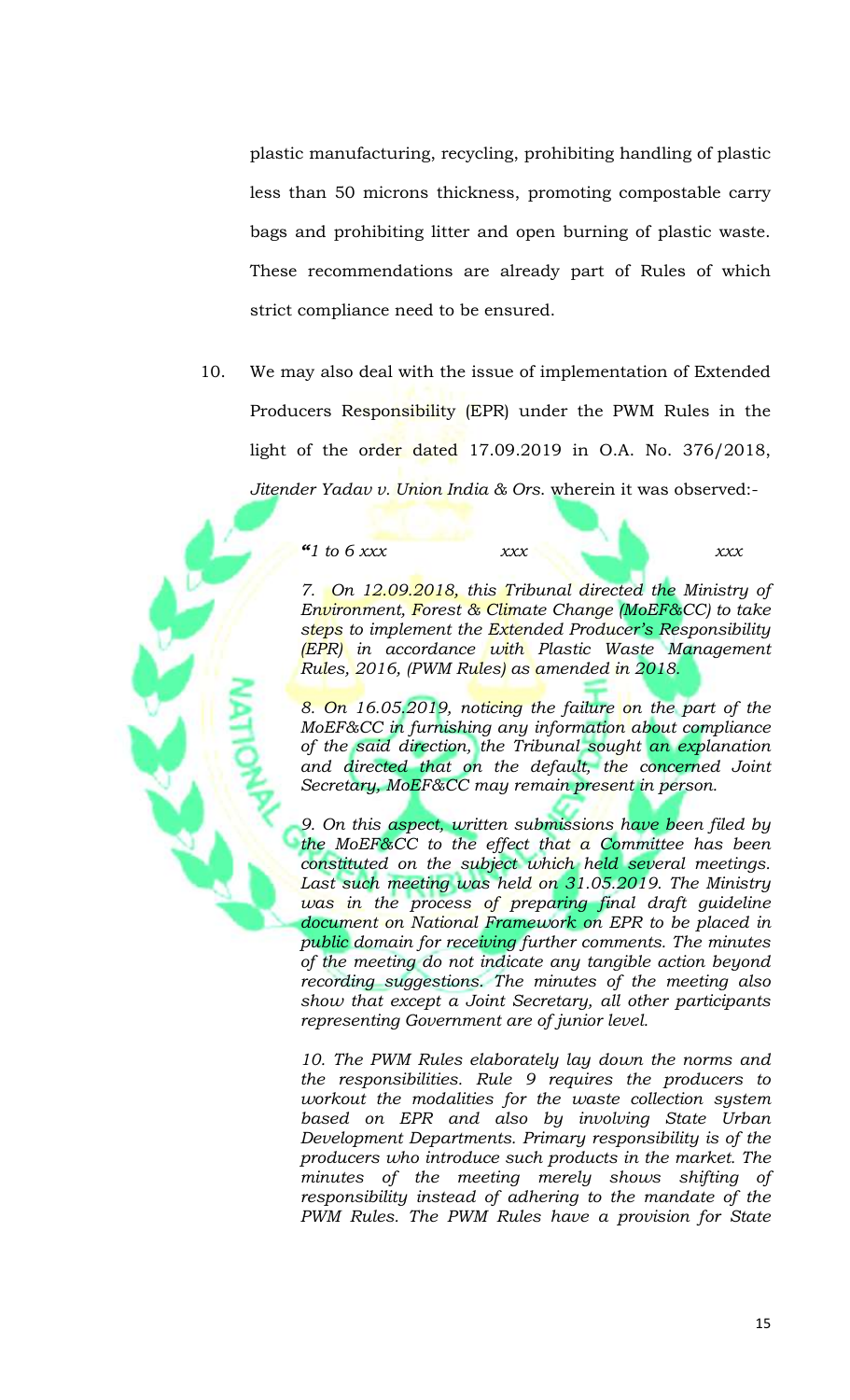plastic manufacturing, recycling, prohibiting handling of plastic less than 50 microns thickness, promoting compostable carry bags and prohibiting litter and open burning of plastic waste. These recommendations are already part of Rules of which strict compliance need to be ensured.

10. We may also deal with the issue of implementation of Extended Producers Responsibility (EPR) under the PWM Rules in the light of the order dated 17.09.2019 in O.A. No. 376/2018, *Jitender Yadav v. Union India & Ors.* wherein it was observed:-

> *"1 to 6 xxx xxx xxx*
>
> *7. On 12.09.2018, this Tribunal directed the Ministry of Environment, Forest & Climate Change (MoEF&CC) to take steps to implement the Extended Producer's Responsibility (EPR) in accordance with Plastic Waste Management Rules, 2016, (PWM Rules) as amended in 2018.*
>
> *8. On 16.05.2019, noticing the failure on the part of the MoEF&CC in furnishing any information about compliance of the said direction, the Tribunal sought an explanation and directed that on the default, the concerned Joint Secretary, MoEF&CC may remain present in person.*
>
> *9. On this aspect, written submissions have been filed by the MoEF&CC to the effect that a Committee has been constituted on the subject which held several meetings. Last such meeting was held on 31.05.2019. The Ministry was in the process of preparing final draft guideline document on National Framework on EPR to be placed in public domain for receiving further comments. The minutes of the meeting do not indicate any tangible action beyond recording suggestions. The minutes of the meeting also show that except a Joint Secretary, all other participants representing Government are of junior level.*
>
> *10. The PWM Rules elaborately lay down the norms and the responsibilities. Rule 9 requires the producers to workout the modalities for the waste collection system based on EPR and also by involving State Urban Development Departments. Primary responsibility is of the producers who introduce such products in the market. The minutes of the meeting merely shows shifting of responsibility instead of adhering to the mandate of the PWM Rules. The PWM Rules have a provision for State*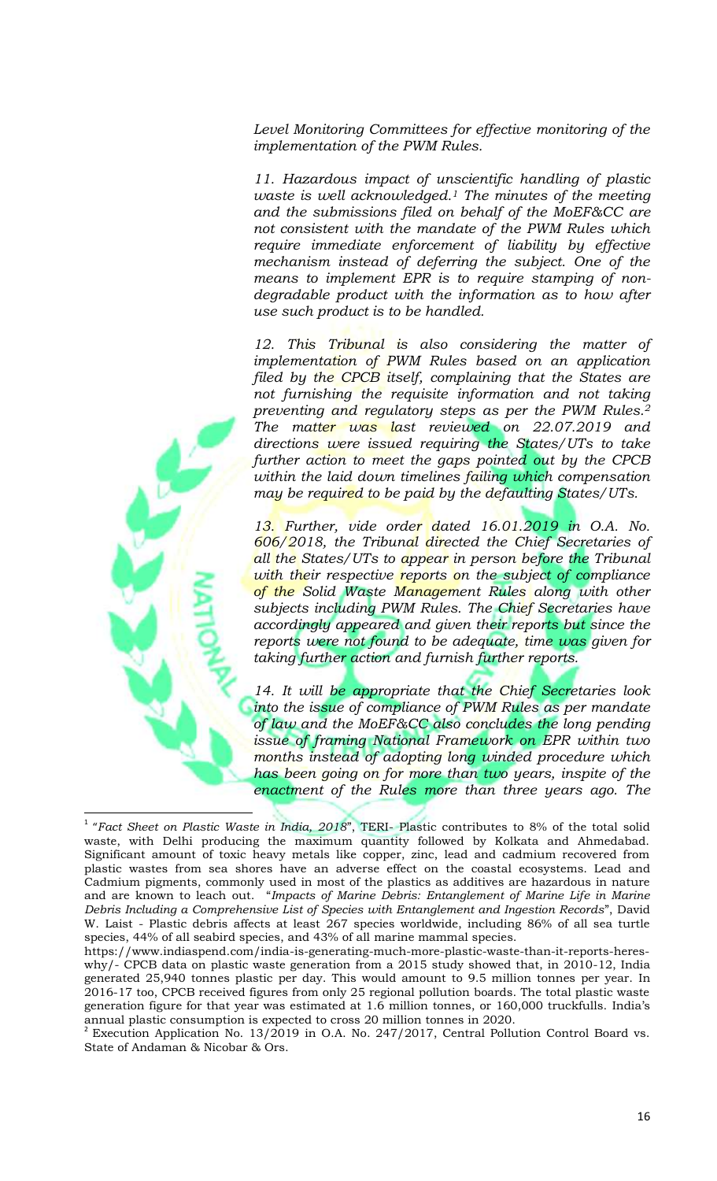*Level Monitoring Committees for effective monitoring of the implementation of the PWM Rules.*

*11. Hazardous impact of unscientific handling of plastic waste is well acknowledged.*[1] *The minutes of the meeting and the submissions filed on behalf of the MoEF&CC are not consistent with the mandate of the PWM Rules which require immediate enforcement of liability by effective mechanism instead of deferring the subject. One of the means to implement EPR is to require stamping of non-degradable product with the information as to how after use such product is to be handled.*

*12. This Tribunal is also considering the matter of implementation of PWM Rules based on an application filed by the CPCB itself, complaining that the States are not furnishing the requisite information and not taking preventing and regulatory steps as per the PWM Rules.*[2] *The matter was last reviewed on 22.07.2019 and directions were issued requiring the States/UTs to take further action to meet the gaps pointed out by the CPCB within the laid down timelines failing which compensation may be required to be paid by the defaulting States/UTs.*

*13. Further, vide order dated 16.01.2019 in O.A. No. 606/2018, the Tribunal directed the Chief Secretaries of all the States/UTs to appear in person before the Tribunal with their respective reports on the subject of compliance of the Solid Waste Management Rules along with other subjects including PWM Rules. The Chief Secretaries have accordingly appeared and given their reports but since the reports were not found to be adequate, time was given for taking further action and furnish further reports.*

*14. It will be appropriate that the Chief Secretaries look into the issue of compliance of PWM Rules as per mandate of law and the MoEF&CC also concludes the long pending issue of framing National Framework on EPR within two months instead of adopting long winded procedure which has been going on for more than two years, inspite of the enactment of the Rules more than three years ago. The*

---

[1] "*Fact Sheet on Plastic Waste in India, 2018*", TERI- Plastic contributes to 8% of the total solid waste, with Delhi producing the maximum quantity followed by Kolkata and Ahmedabad. Significant amount of toxic heavy metals like copper, zinc, lead and cadmium recovered from plastic wastes from sea shores have an adverse effect on the coastal ecosystems. Lead and Cadmium pigments, commonly used in most of the plastics as additives are hazardous in nature and are known to leach out. "*Impacts of Marine Debris: Entanglement of Marine Life in Marine Debris Including a Comprehensive List of Species with Entanglement and Ingestion Records*", David W. Laist - Plastic debris affects at least 267 species worldwide, including 86% of all sea turtle species, 44% of all seabird species, and 43% of all marine mammal species.
https://www.indiaspend.com/india-is-generating-much-more-plastic-waste-than-it-reports-heres-why/- CPCB data on plastic waste generation from a 2015 study showed that, in 2010-12, India generated 25,940 tonnes plastic per day. This would amount to 9.5 million tonnes per year. In 2016-17 too, CPCB received figures from only 25 regional pollution boards. The total plastic waste generation figure for that year was estimated at 1.6 million tonnes, or 160,000 truckfulls. India's annual plastic consumption is expected to cross 20 million tonnes in 2020.

[2] Execution Application No. 13/2019 in O.A. No. 247/2017, Central Pollution Control Board vs. State of Andaman & Nicobar & Ors.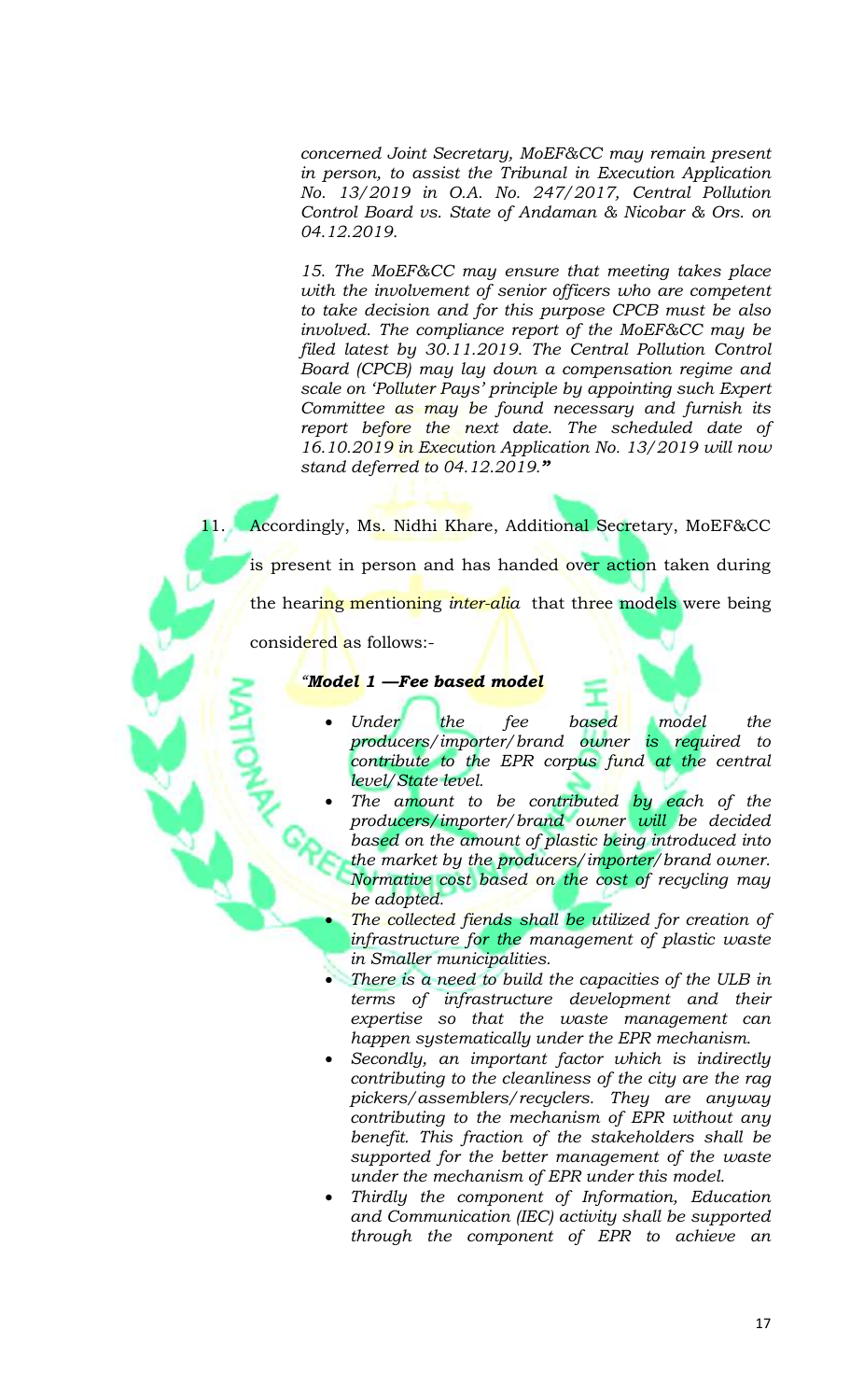*concerned Joint Secretary, MoEF&CC may remain present in person, to assist the Tribunal in Execution Application No. 13/2019 in O.A. No. 247/2017, Central Pollution Control Board vs. State of Andaman & Nicobar & Ors. on 04.12.2019.*

*15. The MoEF&CC may ensure that meeting takes place with the involvement of senior officers who are competent to take decision and for this purpose CPCB must be also involved. The compliance report of the MoEF&CC may be filed latest by 30.11.2019. The Central Pollution Control Board (CPCB) may lay down a compensation regime and scale on 'Polluter Pays' principle by appointing such Expert Committee as may be found necessary and furnish its report before the next date. The scheduled date of 16.10.2019 in Execution Application No. 13/2019 will now stand deferred to 04.12.2019."*

11. Accordingly, Ms. Nidhi Khare, Additional Secretary, MoEF&CC is present in person and has handed over action taken during the hearing mentioning *inter-alia* that three models were being considered as follows:-

*"**Model 1 —Fee based model***

- *Under the fee based model the producers/importer/brand owner is required to contribute to the EPR corpus fund at the central level/State level.*
- *The amount to be contributed by each of the producers/importer/brand owner will be decided based on the amount of plastic being introduced into the market by the producers/importer/brand owner. Normative cost based on the cost of recycling may be adopted.*
- *The collected fiends shall be utilized for creation of infrastructure for the management of plastic waste in Smaller municipalities.*
- *There is a need to build the capacities of the ULB in terms of infrastructure development and their expertise so that the waste management can happen systematically under the EPR mechanism.*
- *Secondly, an important factor which is indirectly contributing to the cleanliness of the city are the rag pickers/assemblers/recyclers. They are anyway contributing to the mechanism of EPR without any benefit. This fraction of the stakeholders shall be supported for the better management of the waste under the mechanism of EPR under this model.*
- *Thirdly the component of Information, Education and Communication (IEC) activity shall be supported through the component of EPR to achieve an*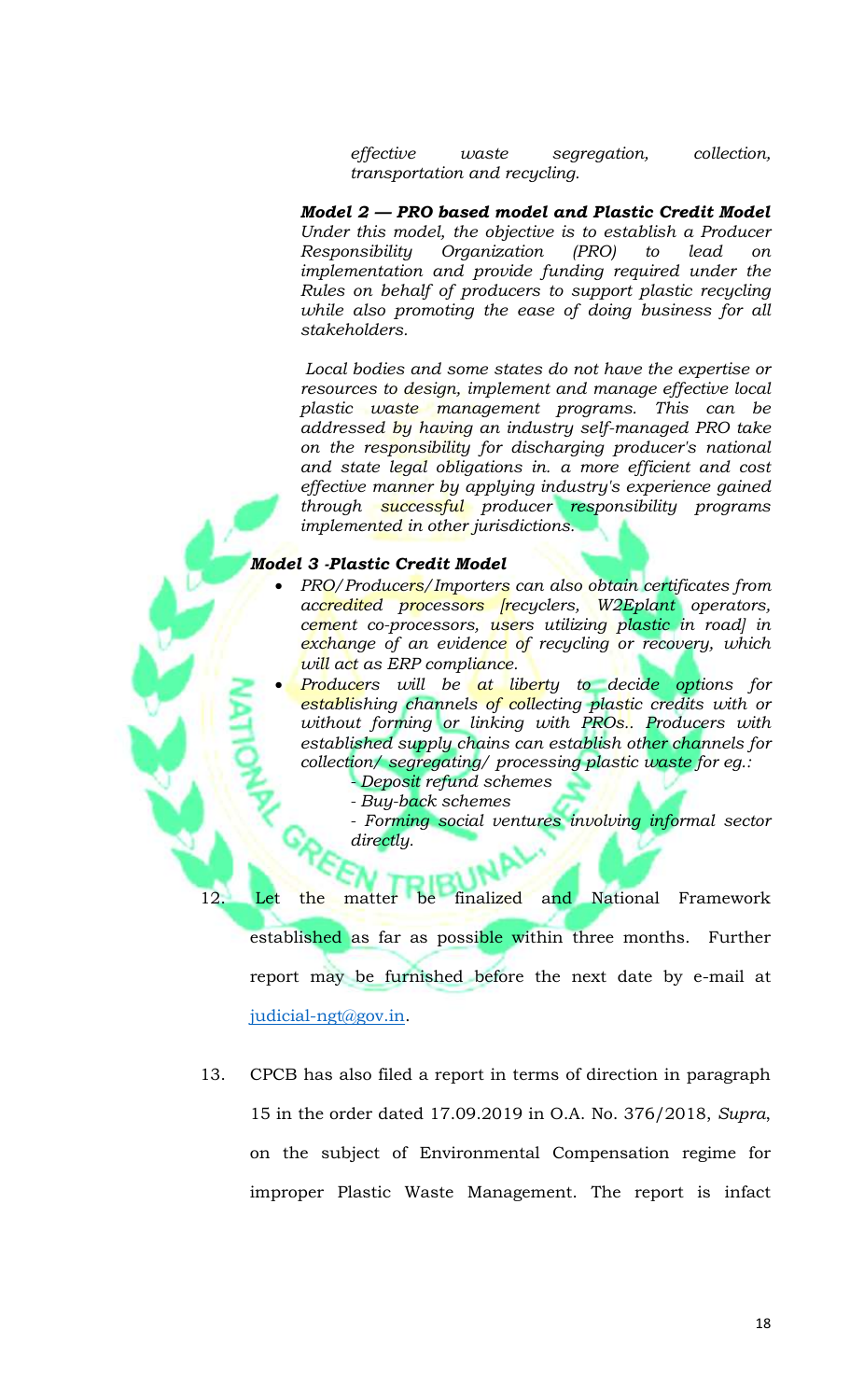*effective waste segregation, collection, transportation and recycling.*

***Model 2 — PRO based model and Plastic Credit Model***
*Under this model, the objective is to establish a Producer Responsibility Organization (PRO) to lead on implementation and provide funding required under the Rules on behalf of producers to support plastic recycling while also promoting the ease of doing business for all stakeholders.*

*Local bodies and some states do not have the expertise or resources to design, implement and manage effective local plastic waste management programs. This can be addressed by having an industry self-managed PRO take on the responsibility for discharging producer's national and state legal obligations in. a more efficient and cost effective manner by applying industry's experience gained through successful producer responsibility programs implemented in other jurisdictions.*

***Model 3 -Plastic Credit Model***

- *PRO/Producers/Importers can also obtain certificates from accredited processors [recyclers, W2Eplant operators, cement co-processors, users utilizing plastic in road] in exchange of an evidence of recycling or recovery, which will act as ERP compliance.*
- *Producers will be at liberty to decide options for establishing channels of collecting plastic credits with or without forming or linking with PROs.. Producers with established supply chains can establish other channels for collection/ segregating/ processing plastic waste for eg.:*
  - *Deposit refund schemes*
  - *Buy-back schemes*
  - *Forming social ventures involving informal sector directly.*

12. Let the matter be finalized and National Framework established as far as possible within three months. Further report may be furnished before the next date by e-mail at judicial-ngt@gov.in.

13. CPCB has also filed a report in terms of direction in paragraph 15 in the order dated 17.09.2019 in O.A. No. 376/2018, *Supra*, on the subject of Environmental Compensation regime for improper Plastic Waste Management. The report is infact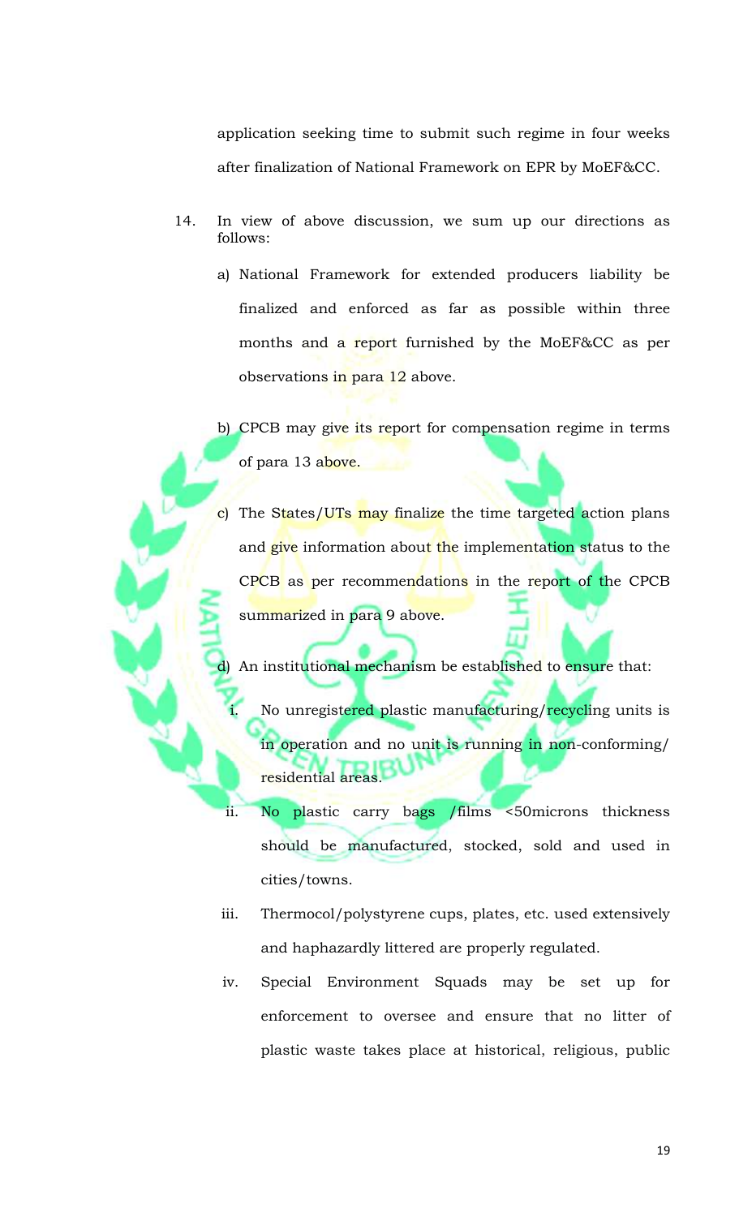application seeking time to submit such regime in four weeks after finalization of National Framework on EPR by MoEF&CC.

14. In view of above discussion, we sum up our directions as follows:

a) National Framework for extended producers liability be finalized and enforced as far as possible within three months and a report furnished by the MoEF&CC as per observations in para 12 above.

b) CPCB may give its report for compensation regime in terms of para 13 above.

c) The States/UTs may finalize the time targeted action plans and give information about the implementation status to the CPCB as per recommendations in the report of the CPCB summarized in para 9 above.

d) An institutional mechanism be established to ensure that:

i. No unregistered plastic manufacturing/recycling units is in operation and no unit is running in non-conforming/ residential areas.

ii. No plastic carry bags /films <50microns thickness should be manufactured, stocked, sold and used in cities/towns.

iii. Thermocol/polystyrene cups, plates, etc. used extensively and haphazardly littered are properly regulated.

iv. Special Environment Squads may be set up for enforcement to oversee and ensure that no litter of plastic waste takes place at historical, religious, public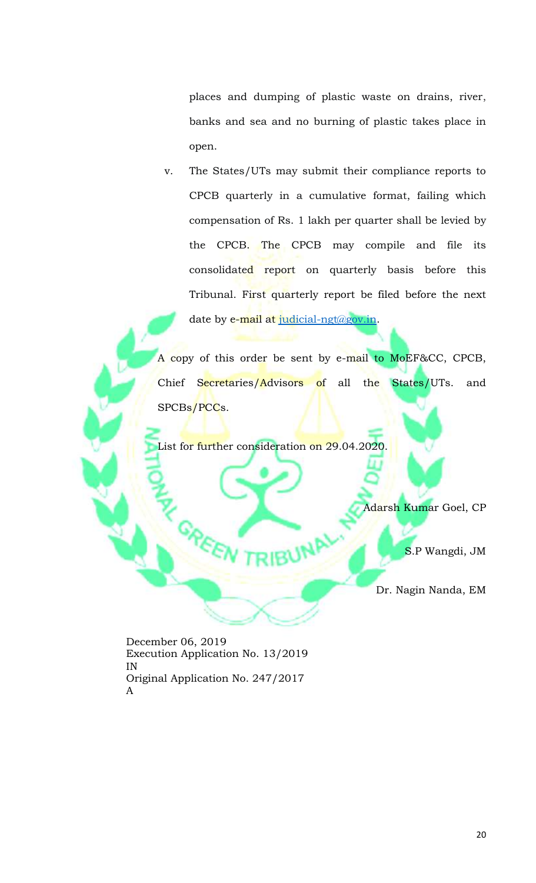places and dumping of plastic waste on drains, river, banks and sea and no burning of plastic takes place in open.

v. The States/UTs may submit their compliance reports to CPCB quarterly in a cumulative format, failing which compensation of Rs. 1 lakh per quarter shall be levied by the CPCB. The CPCB may compile and file its consolidated report on quarterly basis before this Tribunal. First quarterly report be filed before the next date by e-mail at judicial-ngt@gov.in.

A copy of this order be sent by e-mail to MoEF&CC, CPCB, Chief Secretaries/Advisors of all the States/UTs. and SPCBs/PCCs.

List for further consideration on 29.04.2020.

Adarsh Kumar Goel, CP

S.P Wangdi, JM

Dr. Nagin Nanda, EM

December 06, 2019
Execution Application No. 13/2019
IN
Original Application No. 247/2017
A